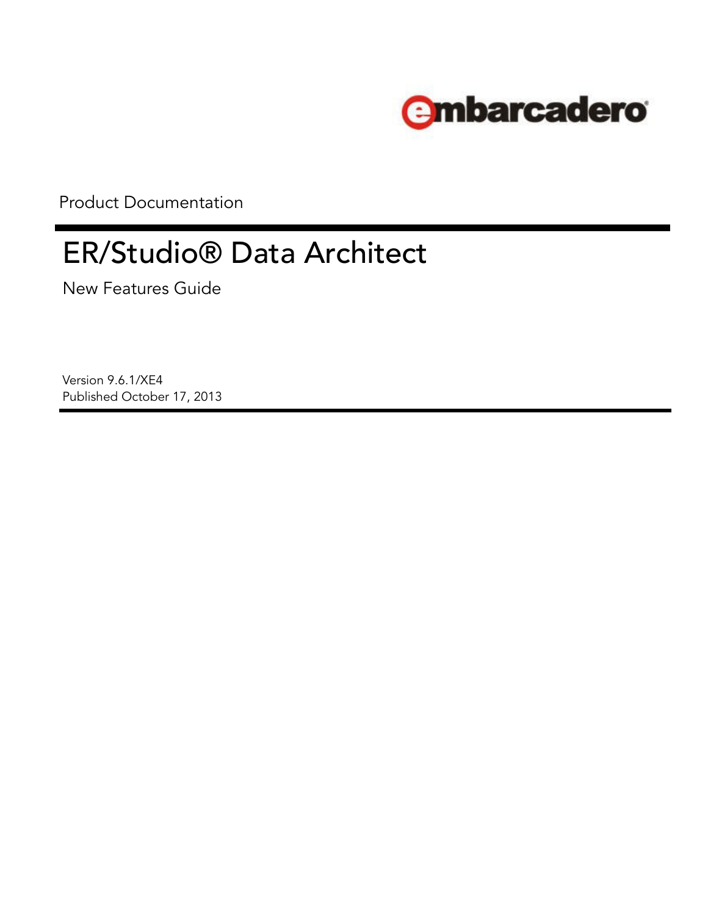embarcadero

Product Documentation

# ER/Studio® Data Architect

New Features Guide

Version 9.6.1/XE4
Published October 17, 2013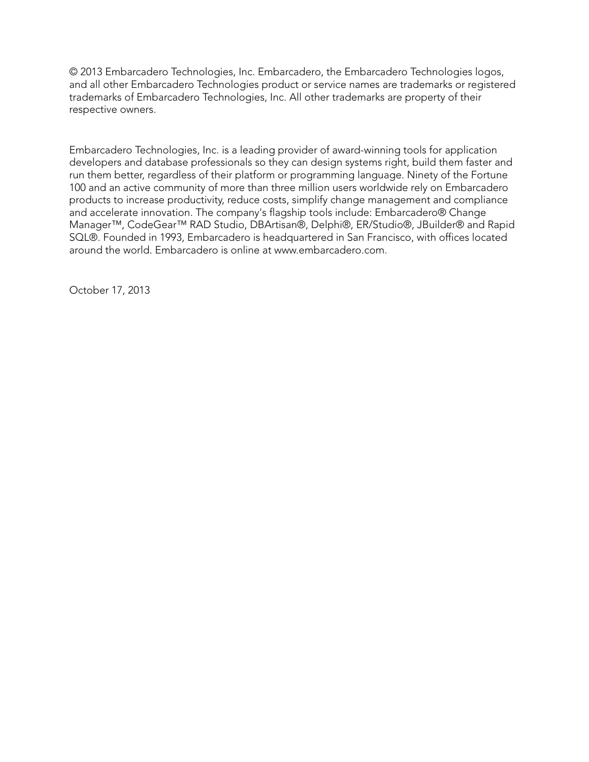© 2013 Embarcadero Technologies, Inc. Embarcadero, the Embarcadero Technologies logos, and all other Embarcadero Technologies product or service names are trademarks or registered trademarks of Embarcadero Technologies, Inc. All other trademarks are property of their respective owners.

Embarcadero Technologies, Inc. is a leading provider of award-winning tools for application developers and database professionals so they can design systems right, build them faster and run them better, regardless of their platform or programming language. Ninety of the Fortune 100 and an active community of more than three million users worldwide rely on Embarcadero products to increase productivity, reduce costs, simplify change management and compliance and accelerate innovation. The company's flagship tools include: Embarcadero® Change Manager™, CodeGear™ RAD Studio, DBArtisan®, Delphi®, ER/Studio®, JBuilder® and Rapid SQL®. Founded in 1993, Embarcadero is headquartered in San Francisco, with offices located around the world. Embarcadero is online at www.embarcadero.com.

October 17, 2013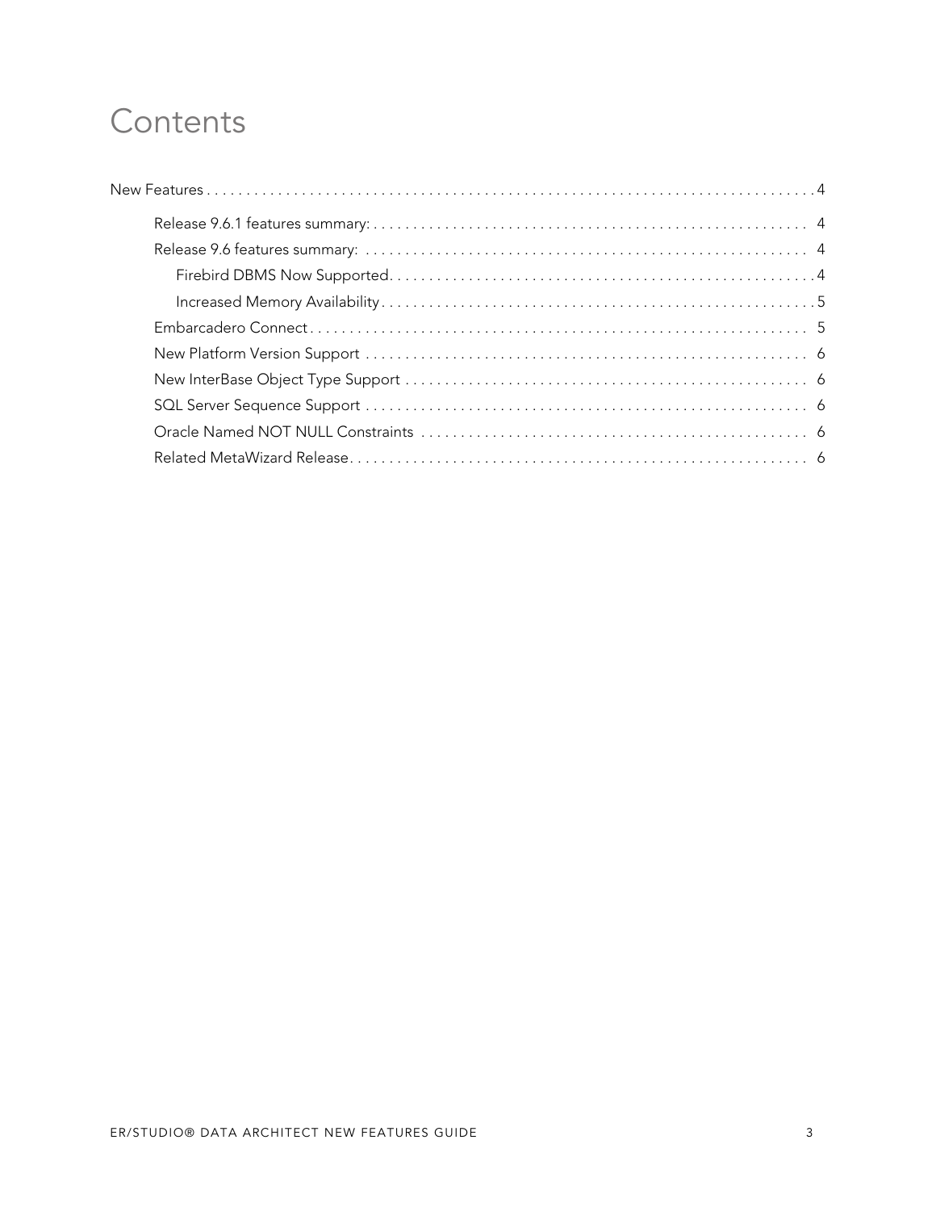# Contents

New Features . . . . . . . . . . . . . . . . . . . . . . . . . . . . . . . . . . . . . . . . . . . . . . . . . . . . . . . . . . . . . . . . . . . . . . . . . . . . 4

- Release 9.6.1 features summary: . . . . . . . . . . . . . . . . . . . . . . . . . . . . . . . . . . . . . . . . . . . . . . . . . . . . . . . 4
- Release 9.6 features summary: . . . . . . . . . . . . . . . . . . . . . . . . . . . . . . . . . . . . . . . . . . . . . . . . . . . . . . . . 4
  - Firebird DBMS Now Supported . . . . . . . . . . . . . . . . . . . . . . . . . . . . . . . . . . . . . . . . . . . . . . . . . . . . . 4
  - Increased Memory Availability . . . . . . . . . . . . . . . . . . . . . . . . . . . . . . . . . . . . . . . . . . . . . . . . . . . . . . 5
- Embarcadero Connect . . . . . . . . . . . . . . . . . . . . . . . . . . . . . . . . . . . . . . . . . . . . . . . . . . . . . . . . . . . . . . . 5
- New Platform Version Support . . . . . . . . . . . . . . . . . . . . . . . . . . . . . . . . . . . . . . . . . . . . . . . . . . . . . . . . 6
- New InterBase Object Type Support . . . . . . . . . . . . . . . . . . . . . . . . . . . . . . . . . . . . . . . . . . . . . . . . . . . 6
- SQL Server Sequence Support . . . . . . . . . . . . . . . . . . . . . . . . . . . . . . . . . . . . . . . . . . . . . . . . . . . . . . . . 6
- Oracle Named NOT NULL Constraints . . . . . . . . . . . . . . . . . . . . . . . . . . . . . . . . . . . . . . . . . . . . . . . . . 6
- Related MetaWizard Release . . . . . . . . . . . . . . . . . . . . . . . . . . . . . . . . . . . . . . . . . . . . . . . . . . . . . . . . . 6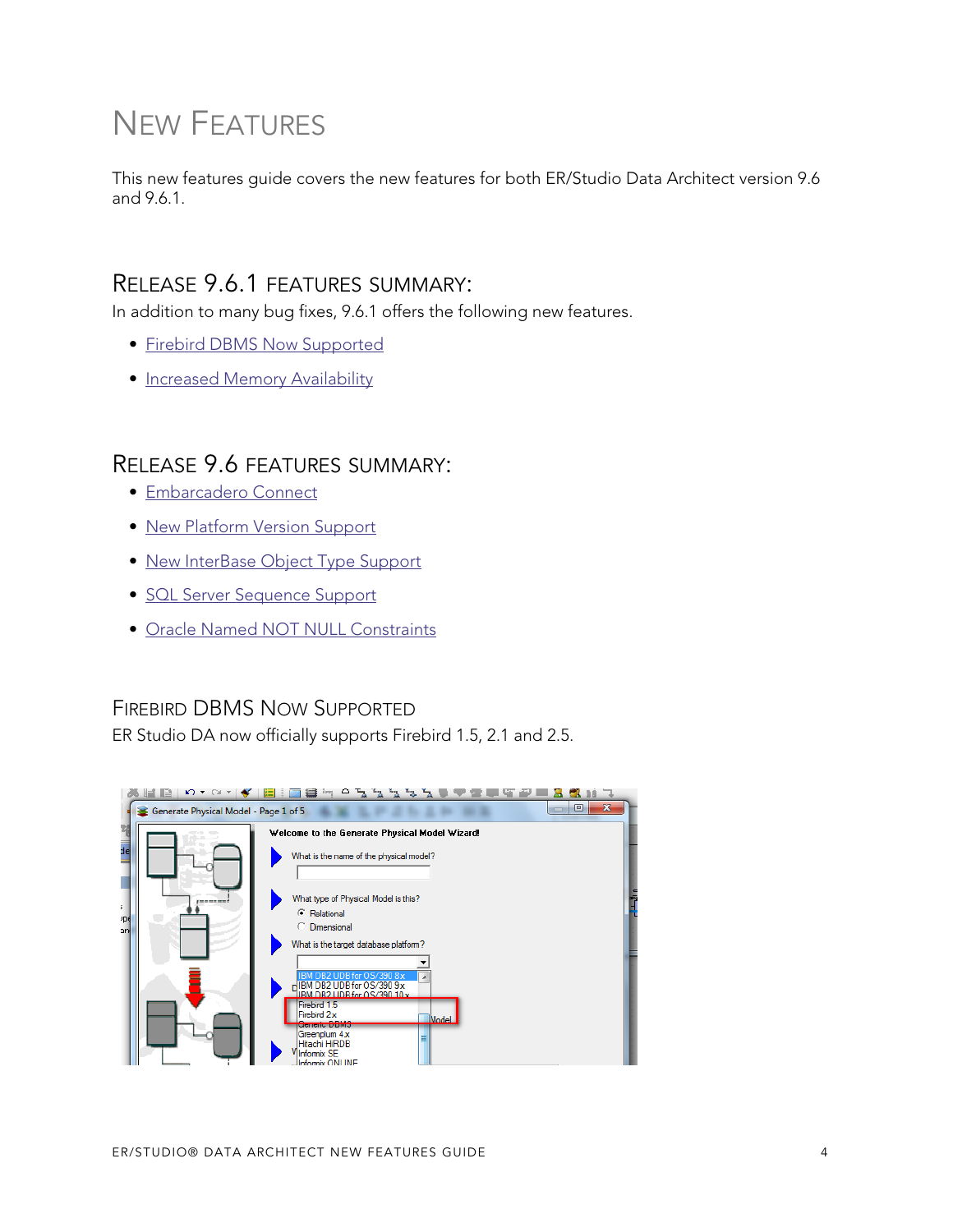# New Features

This new features guide covers the new features for both ER/Studio Data Architect version 9.6 and 9.6.1.

## Release 9.6.1 Features Summary:

In addition to many bug fixes, 9.6.1 offers the following new features.

- Firebird DBMS Now Supported
- Increased Memory Availability

## Release 9.6 Features Summary:

- Embarcadero Connect
- New Platform Version Support
- New InterBase Object Type Support
- SQL Server Sequence Support
- Oracle Named NOT NULL Constraints

## Firebird DBMS Now Supported

ER Studio DA now officially supports Firebird 1.5, 2.1 and 2.5.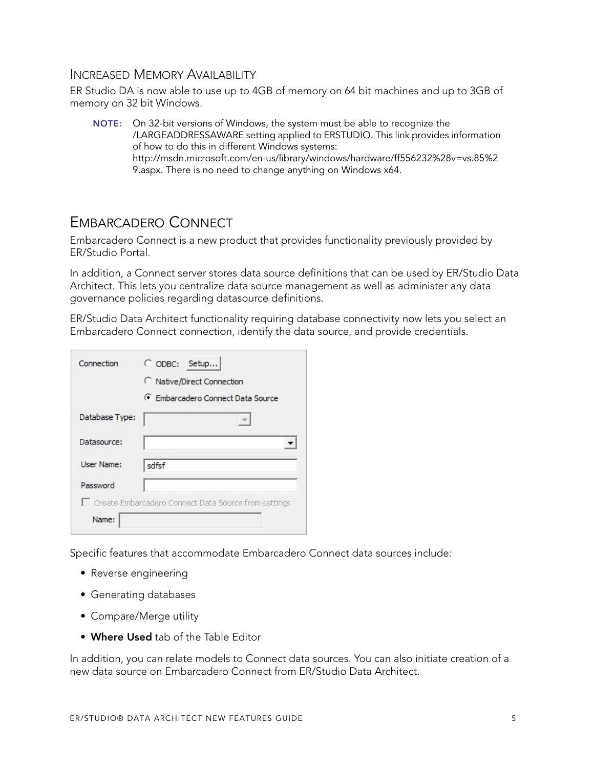### Increased Memory Availability

ER Studio DA is now able to use up to 4GB of memory on 64 bit machines and up to 3GB of memory on 32 bit Windows.

> **NOTE:** On 32-bit versions of Windows, the system must be able to recognize the /LARGEADDRESSAWARE setting applied to ERSTUDIO. This link provides information of how to do this in different Windows systems: http://msdn.microsoft.com/en-us/library/windows/hardware/ff556232%28v=vs.85%29.aspx. There is no need to change anything on Windows x64.

## Embarcadero Connect

Embarcadero Connect is a new product that provides functionality previously provided by ER/Studio Portal.

In addition, a Connect server stores data source definitions that can be used by ER/Studio Data Architect. This lets you centralize data source management as well as administer any data governance policies regarding datasource definitions.

ER/Studio Data Architect functionality requiring database connectivity now lets you select an Embarcadero Connect connection, identify the data source, and provide credentials.

Specific features that accommodate Embarcadero Connect data sources include:

- Reverse engineering
- Generating databases
- Compare/Merge utility
- **Where Used** tab of the Table Editor

In addition, you can relate models to Connect data sources. You can also initiate creation of a new data source on Embarcadero Connect from ER/Studio Data Architect.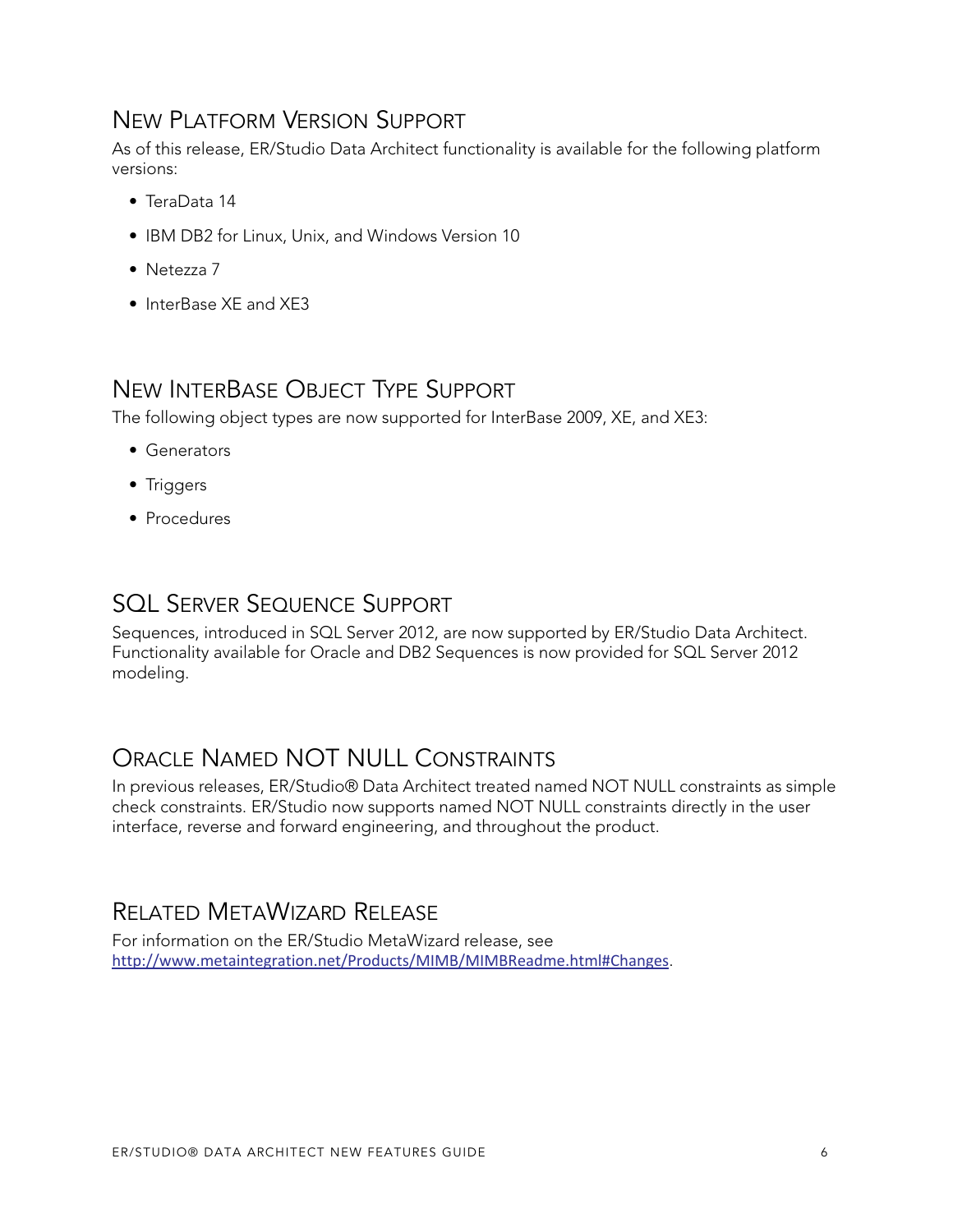## New Platform Version Support

As of this release, ER/Studio Data Architect functionality is available for the following platform versions:

- TeraData 14
- IBM DB2 for Linux, Unix, and Windows Version 10
- Netezza 7
- InterBase XE and XE3

## New InterBase Object Type Support

The following object types are now supported for InterBase 2009, XE, and XE3:

- Generators
- Triggers
- Procedures

## SQL Server Sequence Support

Sequences, introduced in SQL Server 2012, are now supported by ER/Studio Data Architect. Functionality available for Oracle and DB2 Sequences is now provided for SQL Server 2012 modeling.

## Oracle Named NOT NULL Constraints

In previous releases, ER/Studio® Data Architect treated named NOT NULL constraints as simple check constraints. ER/Studio now supports named NOT NULL constraints directly in the user interface, reverse and forward engineering, and throughout the product.

## Related MetaWizard Release

For information on the ER/Studio MetaWizard release, see [http://www.metaintegration.net/Products/MIMB/MIMBReadme.html#Changes](http://www.metaintegration.net/Products/MIMB/MIMBReadme.html#Changes).